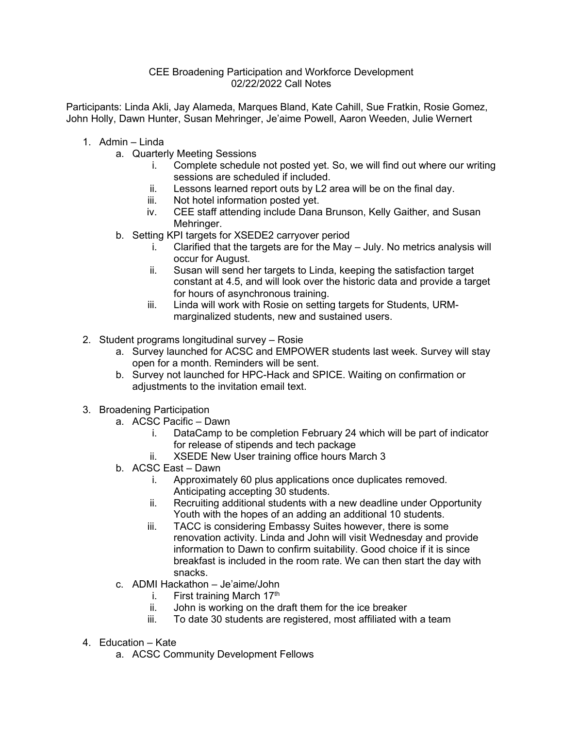# CEE Broadening Participation and Workforce Development
## 02/22/2022 Call Notes

Participants: Linda Akli, Jay Alameda, Marques Bland, Kate Cahill, Sue Fratkin, Rosie Gomez, John Holly, Dawn Hunter, Susan Mehringer, Je'aime Powell, Aaron Weeden, Julie Wernert

1. Admin – Linda
   a. Quarterly Meeting Sessions
      i. Complete schedule not posted yet. So, we will find out where our writing sessions are scheduled if included.
      ii. Lessons learned report outs by L2 area will be on the final day.
      iii. Not hotel information posted yet.
      iv. CEE staff attending include Dana Brunson, Kelly Gaither, and Susan Mehringer.
   b. Setting KPI targets for XSEDE2 carryover period
      i. Clarified that the targets are for the May – July. No metrics analysis will occur for August.
      ii. Susan will send her targets to Linda, keeping the satisfaction target constant at 4.5, and will look over the historic data and provide a target for hours of asynchronous training.
      iii. Linda will work with Rosie on setting targets for Students, URM-marginalized students, new and sustained users.

2. Student programs longitudinal survey – Rosie
   a. Survey launched for ACSC and EMPOWER students last week. Survey will stay open for a month. Reminders will be sent.
   b. Survey not launched for HPC-Hack and SPICE. Waiting on confirmation or adjustments to the invitation email text.

3. Broadening Participation
   a. ACSC Pacific – Dawn
      i. DataCamp to be completion February 24 which will be part of indicator for release of stipends and tech package
      ii. XSEDE New User training office hours March 3
   b. ACSC East – Dawn
      i. Approximately 60 plus applications once duplicates removed. Anticipating accepting 30 students.
      ii. Recruiting additional students with a new deadline under Opportunity Youth with the hopes of an adding an additional 10 students.
      iii. TACC is considering Embassy Suites however, there is some renovation activity. Linda and John will visit Wednesday and provide information to Dawn to confirm suitability. Good choice if it is since breakfast is included in the room rate. We can then start the day with snacks.
   c. ADMI Hackathon – Je'aime/John
      i. First training March 17th
      ii. John is working on the draft them for the ice breaker
      iii. To date 30 students are registered, most affiliated with a team

4. Education – Kate
   a. ACSC Community Development Fellows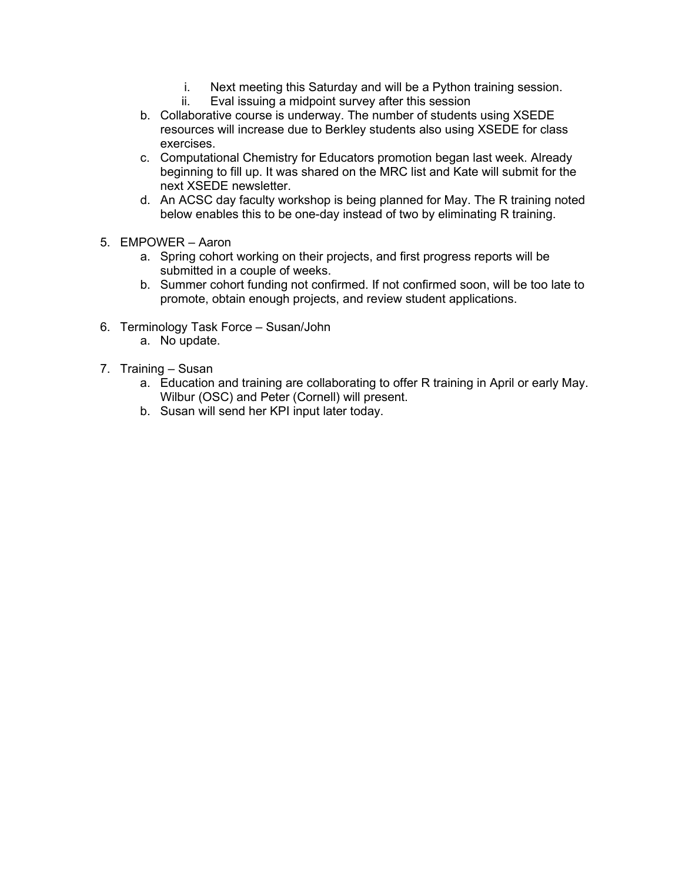i. Next meeting this Saturday and will be a Python training session.
   ii. Eval issuing a midpoint survey after this session

b. Collaborative course is underway. The number of students using XSEDE resources will increase due to Berkley students also using XSEDE for class exercises.
c. Computational Chemistry for Educators promotion began last week. Already beginning to fill up. It was shared on the MRC list and Kate will submit for the next XSEDE newsletter.
d. An ACSC day faculty workshop is being planned for May. The R training noted below enables this to be one-day instead of two by eliminating R training.

5. EMPOWER – Aaron
   a. Spring cohort working on their projects, and first progress reports will be submitted in a couple of weeks.
   b. Summer cohort funding not confirmed. If not confirmed soon, will be too late to promote, obtain enough projects, and review student applications.

6. Terminology Task Force – Susan/John
   a. No update.

7. Training – Susan
   a. Education and training are collaborating to offer R training in April or early May. Wilbur (OSC) and Peter (Cornell) will present.
   b. Susan will send her KPI input later today.